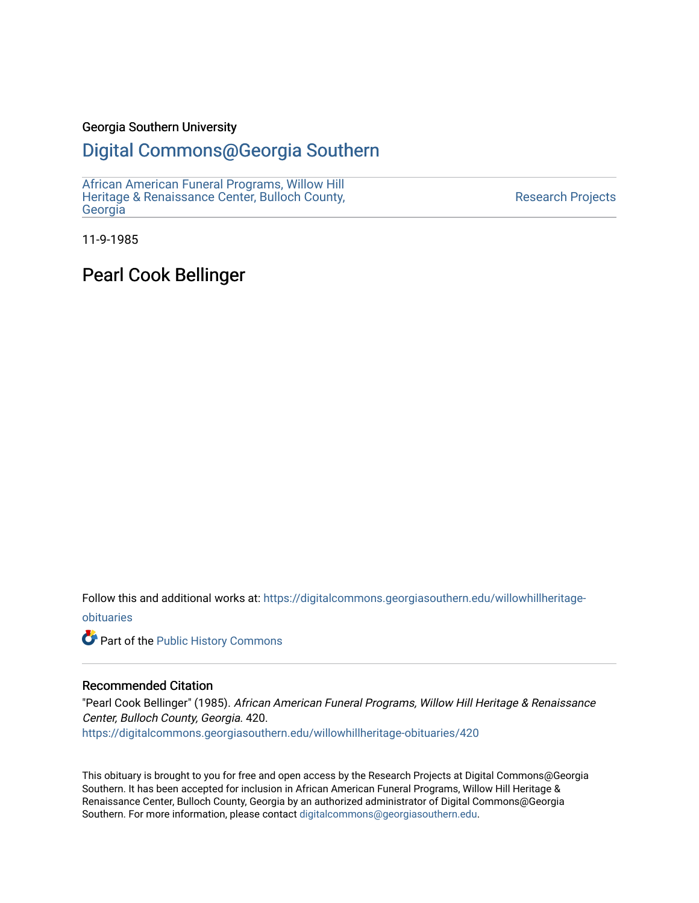Georgia Southern University

# Digital Commons@Georgia Southern

African American Funeral Programs, Willow Hill Heritage & Renaissance Center, Bulloch County, Georgia

Research Projects

11-9-1985

## Pearl Cook Bellinger

Follow this and additional works at: https://digitalcommons.georgiasouthern.edu/willowhillheritage-obituaries

Part of the Public History Commons

### Recommended Citation

"Pearl Cook Bellinger" (1985). *African American Funeral Programs, Willow Hill Heritage & Renaissance Center, Bulloch County, Georgia*. 420.
https://digitalcommons.georgiasouthern.edu/willowhillheritage-obituaries/420

This obituary is brought to you for free and open access by the Research Projects at Digital Commons@Georgia Southern. It has been accepted for inclusion in African American Funeral Programs, Willow Hill Heritage & Renaissance Center, Bulloch County, Georgia by an authorized administrator of Digital Commons@Georgia Southern. For more information, please contact digitalcommons@georgiasouthern.edu.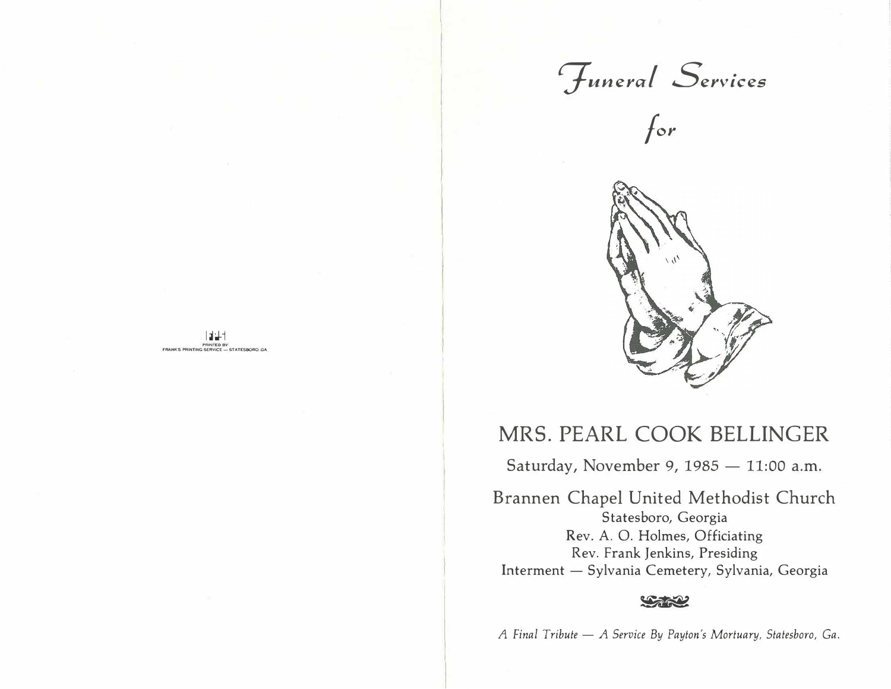PRINTED BY
FRANK'S PRINTING SERVICE — STATESBORO, GA.

# *Funeral Services*

*for*

## MRS. PEARL COOK BELLINGER

Saturday, November 9, 1985 — 11:00 a.m.

Brannen Chapel United Methodist Church
Statesboro, Georgia
Rev. A. O. Holmes, Officiating
Rev. Frank Jenkins, Presiding
Interment — Sylvania Cemetery, Sylvania, Georgia

*A Final Tribute — A Service By Payton's Mortuary, Statesboro, Ga.*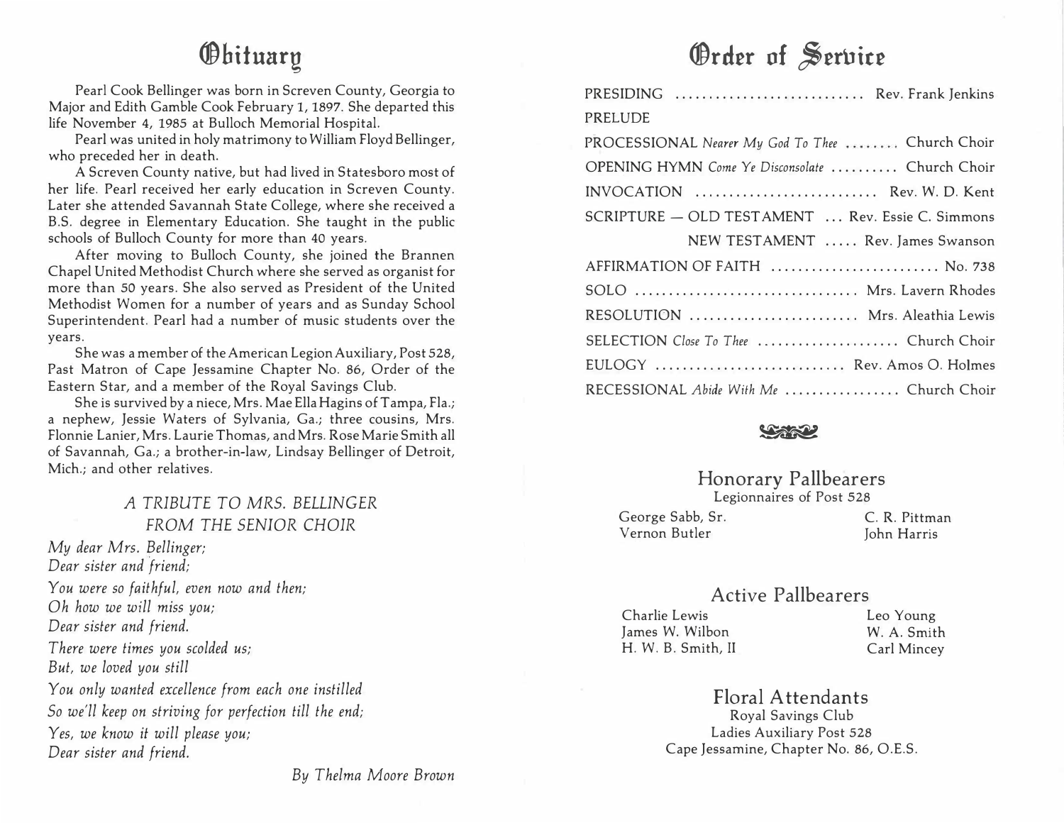# Obituary

Pearl Cook Bellinger was born in Screven County, Georgia to Major and Edith Gamble Cook February 1, 1897. She departed this life November 4, 1985 at Bulloch Memorial Hospital.

Pearl was united in holy matrimony to William Floyd Bellinger, who preceded her in death.

A Screven County native, but had lived in Statesboro most of her life. Pearl received her early education in Screven County. Later she attended Savannah State College, where she received a B.S. degree in Elementary Education. She taught in the public schools of Bulloch County for more than 40 years.

After moving to Bulloch County, she joined the Brannen Chapel United Methodist Church where she served as organist for more than 50 years. She also served as President of the United Methodist Women for a number of years and as Sunday School Superintendent. Pearl had a number of music students over the years.

She was a member of the American Legion Auxiliary, Post 528, Past Matron of Cape Jessamine Chapter No. 86, Order of the Eastern Star, and a member of the Royal Savings Club.

She is survived by a niece, Mrs. Mae Ella Hagins of Tampa, Fla.; a nephew, Jessie Waters of Sylvania, Ga.; three cousins, Mrs. Flonnie Lanier, Mrs. Laurie Thomas, and Mrs. Rose Marie Smith all of Savannah, Ga.; a brother-in-law, Lindsay Bellinger of Detroit, Mich.; and other relatives.

### A TRIBUTE TO MRS. BELLINGER FROM THE SENIOR CHOIR

*My dear Mrs. Bellinger;*
*Dear sister and friend;*
*You were so faithful, even now and then;*
*Oh how we will miss you;*
*Dear sister and friend.*
*There were times you scolded us;*
*But, we loved you still*
*You only wanted excellence from each one instilled*
*So we'll keep on striving for perfection till the end;*
*Yes, we know it will please you;*
*Dear sister and friend.*

*By Thelma Moore Brown*

# Order of Service

PRESIDING ............................ Rev. Frank Jenkins

PRELUDE

PROCESSIONAL *Nearer My God To Thee* ........ Church Choir

OPENING HYMN *Come Ye Disconsolate* .......... Church Choir

INVOCATION ........................... Rev. W. D. Kent

SCRIPTURE — OLD TESTAMENT ... Rev. Essie C. Simmons

NEW TESTAMENT ..... Rev. James Swanson

AFFIRMATION OF FAITH ......................... No. 738

SOLO ................................ Mrs. Lavern Rhodes

RESOLUTION ......................... Mrs. Aleathia Lewis

SELECTION *Close To Thee* ..................... Church Choir

EULOGY ............................ Rev. Amos O. Holmes

RECESSIONAL *Abide With Me* ................. Church Choir

## Honorary Pallbearers

Legionnaires of Post 528

George Sabb, Sr.
Vernon Butler
C. R. Pittman
John Harris

## Active Pallbearers

Charlie Lewis
James W. Wilbon
H. W. B. Smith, II
Leo Young
W. A. Smith
Carl Mincey

## Floral Attendants

Royal Savings Club
Ladies Auxiliary Post 528
Cape Jessamine, Chapter No. 86, O.E.S.